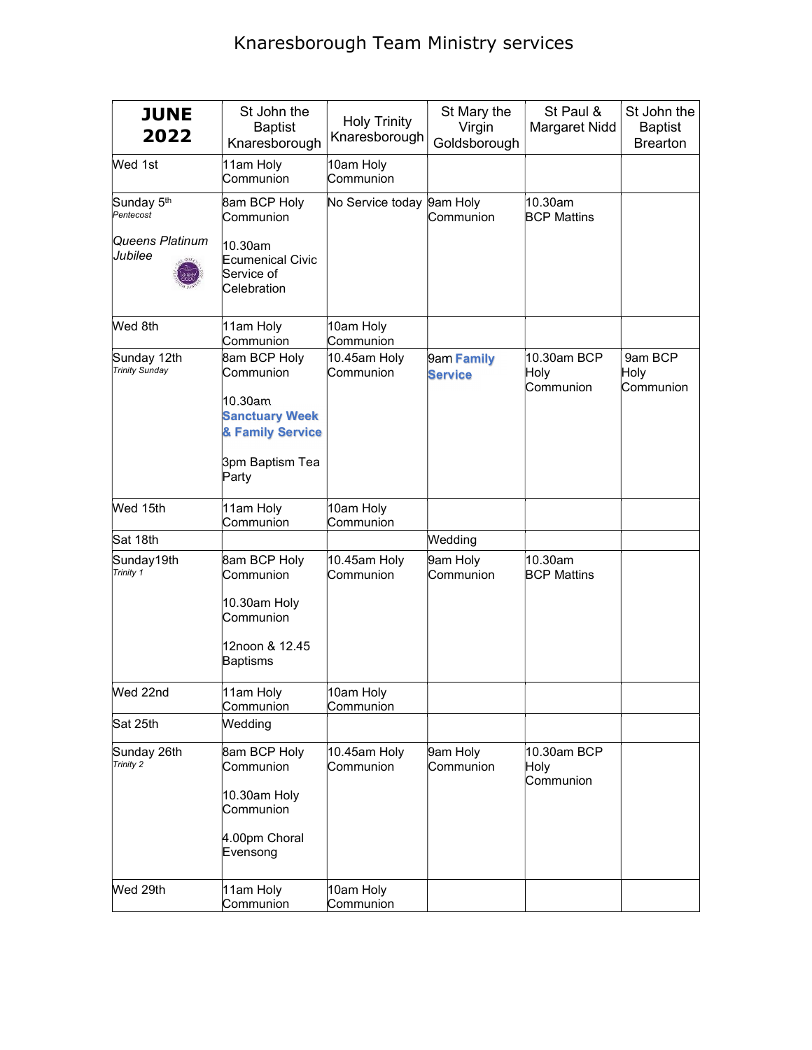# Knaresborough Team Ministry services

| JUNE 2022 | St John the Baptist Knaresborough | Holy Trinity Knaresborough | St Mary the Virgin Goldsborough | St Paul & Margaret Nidd | St John the Baptist Brearton |
|---|---|---|---|---|---|
| Wed 1st | 11am Holy Communion | 10am Holy Communion | | | |
| Sunday 5th *Pentecost* *Queens Platinum Jubilee* | 8am BCP Holy Communion 10.30am Ecumenical Civic Service of Celebration | No Service today | 9am Holy Communion | 10.30am BCP Mattins | |
| Wed 8th | 11am Holy Communion | 10am Holy Communion | | | |
| Sunday 12th *Trinity Sunday* | 8am BCP Holy Communion 10.30am **Sanctuary Week & Family Service** 3pm Baptism Tea Party | 10.45am Holy Communion | 9am **Family Service** | 10.30am BCP Holy Communion | 9am BCP Holy Communion |
| Wed 15th | 11am Holy Communion | 10am Holy Communion | | | |
| Sat 18th | | | Wedding | | |
| Sunday19th *Trinity 1* | 8am BCP Holy Communion 10.30am Holy Communion 12noon & 12.45 Baptisms | 10.45am Holy Communion | 9am Holy Communion | 10.30am BCP Mattins | |
| Wed 22nd | 11am Holy Communion | 10am Holy Communion | | | |
| Sat 25th | Wedding | | | | |
| Sunday 26th *Trinity 2* | 8am BCP Holy Communion 10.30am Holy Communion 4.00pm Choral Evensong | 10.45am Holy Communion | 9am Holy Communion | 10.30am BCP Holy Communion | |
| Wed 29th | 11am Holy Communion | 10am Holy Communion | | | |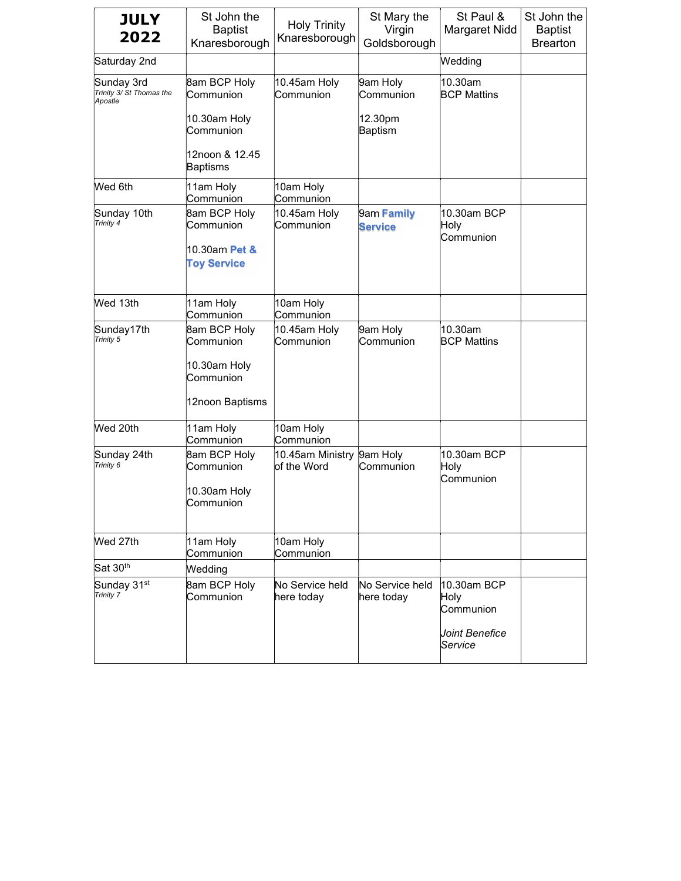| **JULY 2022** | St John the Baptist Knaresborough | Holy Trinity Knaresborough | St Mary the Virgin Goldsborough | St Paul & Margaret Nidd | St John the Baptist Brearton |
|---|---|---|---|---|---|
| Saturday 2nd | | | | Wedding | |
| Sunday 3rd *Trinity 3/ St Thomas the Apostle* | 8am BCP Holy Communion<br><br>10.30am Holy Communion<br><br>12noon & 12.45 Baptisms | 10.45am Holy Communion | 9am Holy Communion<br><br>12.30pm Baptism | 10.30am BCP Mattins | |
| Wed 6th | 11am Holy Communion | 10am Holy Communion | | | |
| Sunday 10th *Trinity 4* | 8am BCP Holy Communion<br><br>10.30am **Pet & Toy Service** | 10.45am Holy Communion | 9am **Family Service** | 10.30am BCP Holy Communion | |
| Wed 13th | 11am Holy Communion | 10am Holy Communion | | | |
| Sunday17th *Trinity 5* | 8am BCP Holy Communion<br><br>10.30am Holy Communion<br><br>12noon Baptisms | 10.45am Holy Communion | 9am Holy Communion | 10.30am BCP Mattins | |
| Wed 20th | 11am Holy Communion | 10am Holy Communion | | | |
| Sunday 24th *Trinity 6* | 8am BCP Holy Communion<br><br>10.30am Holy Communion | 10.45am Ministry of the Word | 9am Holy Communion | 10.30am BCP Holy Communion | |
| Wed 27th | 11am Holy Communion | 10am Holy Communion | | | |
| Sat 30th | Wedding | | | | |
| Sunday 31st *Trinity 7* | 8am BCP Holy Communion | No Service held here today | No Service held here today | 10.30am BCP Holy Communion<br><br>*Joint Benefice Service* | |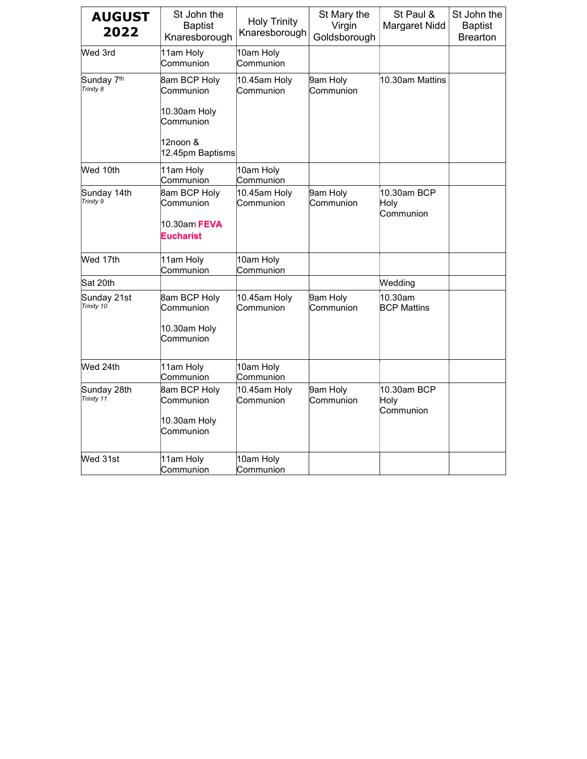| **AUGUST 2022** | St John the Baptist Knaresborough | Holy Trinity Knaresborough | St Mary the Virgin Goldsborough | St Paul & Margaret Nidd | St John the Baptist Brearton |
|---|---|---|---|---|---|
| Wed 3rd | 11am Holy Communion | 10am Holy Communion | | | |
| Sunday 7th *Trinity 8* | 8am BCP Holy Communion<br><br>10.30am Holy Communion<br><br>12noon & 12.45pm Baptisms | 10.45am Holy Communion | 9am Holy Communion | 10.30am Mattins | |
| Wed 10th | 11am Holy Communion | 10am Holy Communion | | | |
| Sunday 14th *Trinity 9* | 8am BCP Holy Communion<br><br>10.30am **FEVA Eucharist** | 10.45am Holy Communion | 9am Holy Communion | 10.30am BCP Holy Communion | |
| Wed 17th | 11am Holy Communion | 10am Holy Communion | | | |
| Sat 20th | | | | Wedding | |
| Sunday 21st *Trinity 10* | 8am BCP Holy Communion<br><br>10.30am Holy Communion | 10.45am Holy Communion | 9am Holy Communion | 10.30am BCP Mattins | |
| Wed 24th | 11am Holy Communion | 10am Holy Communion | | | |
| Sunday 28th *Trinity 11* | 8am BCP Holy Communion<br><br>10.30am Holy Communion | 10.45am Holy Communion | 9am Holy Communion | 10.30am BCP Holy Communion | |
| Wed 31st | 11am Holy Communion | 10am Holy Communion | | | |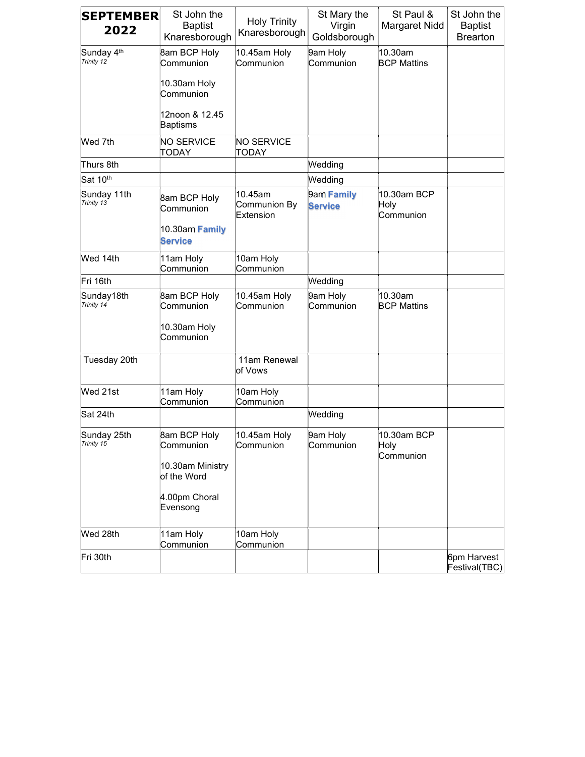| **SEPTEMBER 2022** | St John the Baptist Knaresborough | Holy Trinity Knaresborough | St Mary the Virgin Goldsborough | St Paul & Margaret Nidd | St John the Baptist Brearton |
|---|---|---|---|---|---|
| Sunday 4th *Trinity 12* | 8am BCP Holy Communion<br><br>10.30am Holy Communion<br><br>12noon & 12.45 Baptisms | 10.45am Holy Communion | 9am Holy Communion | 10.30am BCP Mattins | |
| Wed 7th | NO SERVICE TODAY | NO SERVICE TODAY | | | |
| Thurs 8th | | | Wedding | | |
| Sat 10th | | | Wedding | | |
| Sunday 11th *Trinity 13* | 8am BCP Holy Communion<br><br>10.30am **Family Service** | 10.45am Communion By Extension | 9am **Family Service** | 10.30am BCP Holy Communion | |
| Wed 14th | 11am Holy Communion | 10am Holy Communion | | | |
| Fri 16th | | | Wedding | | |
| Sunday18th *Trinity 14* | 8am BCP Holy Communion<br><br>10.30am Holy Communion | 10.45am Holy Communion | 9am Holy Communion | 10.30am BCP Mattins | |
| Tuesday 20th | | 11am Renewal of Vows | | | |
| Wed 21st | 11am Holy Communion | 10am Holy Communion | | | |
| Sat 24th | | | Wedding | | |
| Sunday 25th *Trinity 15* | 8am BCP Holy Communion<br><br>10.30am Ministry of the Word<br><br>4.00pm Choral Evensong | 10.45am Holy Communion | 9am Holy Communion | 10.30am BCP Holy Communion | |
| Wed 28th | 11am Holy Communion | 10am Holy Communion | | | |
| Fri 30th | | | | | 6pm Harvest Festival(TBC) |